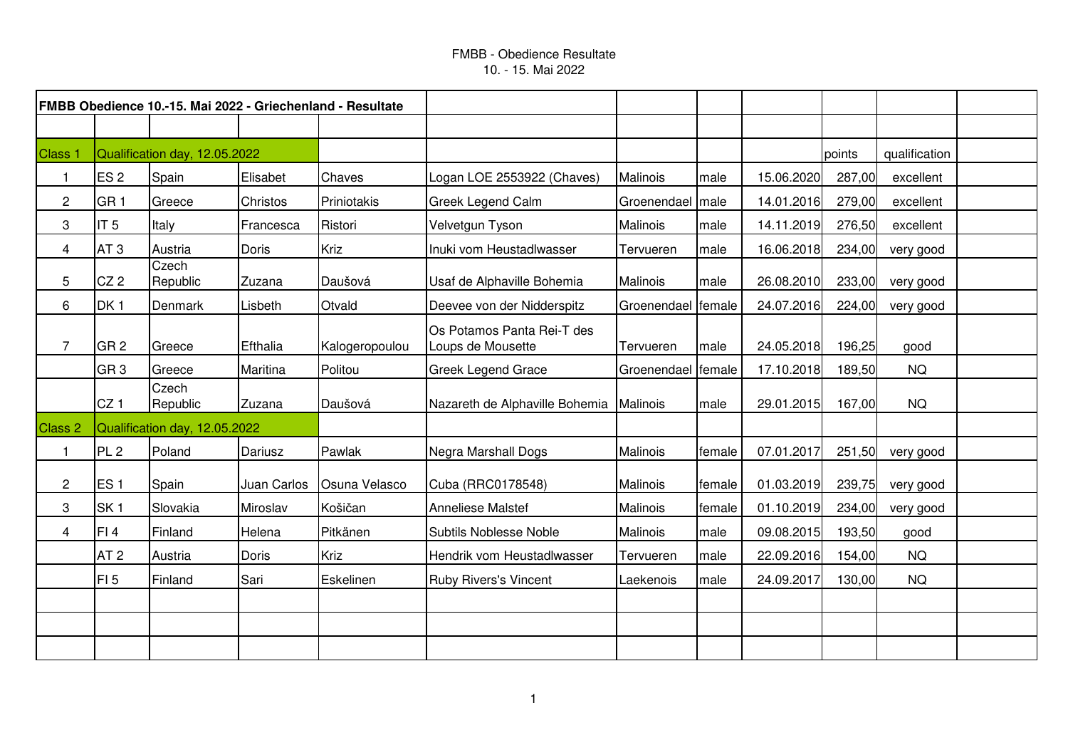FMBB - Obedience Resultate
10. - 15. Mai 2022

| FMBB Obedience 10.-15. Mai 2022 - Griechenland - Resultate | | | | | | | | | | | |
|---|---|---|---|---|---|---|---|---|---|---|---|
| | | | | | | | | | | | |
| Class 1 | Qualification day, 12.05.2022 | | | | | | | | points | qualification | |
| 1 | ES 2 | Spain | Elisabet | Chaves | Logan LOE 2553922 (Chaves) | Malinois | male | 15.06.2020 | 287,00 | excellent | |
| 2 | GR 1 | Greece | Christos | Priniotakis | Greek Legend Calm | Groenendael | male | 14.01.2016 | 279,00 | excellent | |
| 3 | IT 5 | Italy | Francesca | Ristori | Velvetgun Tyson | Malinois | male | 14.11.2019 | 276,50 | excellent | |
| 4 | AT 3 | Austria | Doris | Kriz | Inuki vom Heustadlwasser | Tervueren | male | 16.06.2018 | 234,00 | very good | |
| 5 | CZ 2 | Czech Republic | Zuzana | Daušová | Usaf de Alphaville Bohemia | Malinois | male | 26.08.2010 | 233,00 | very good | |
| 6 | DK 1 | Denmark | Lisbeth | Otvald | Deevee von der Nidderspitz | Groenendael | female | 24.07.2016 | 224,00 | very good | |
| 7 | GR 2 | Greece | Efthalia | Kalogeropoulou | Os Potamos Panta Rei-T des Loups de Mousette | Tervueren | male | 24.05.2018 | 196,25 | good | |
| | GR 3 | Greece | Maritina | Politou | Greek Legend Grace | Groenendael | female | 17.10.2018 | 189,50 | NQ | |
| | CZ 1 | Czech Republic | Zuzana | Daušová | Nazareth de Alphaville Bohemia | Malinois | male | 29.01.2015 | 167,00 | NQ | |
| Class 2 | Qualification day, 12.05.2022 | | | | | | | | | | |
| 1 | PL 2 | Poland | Dariusz | Pawlak | Negra Marshall Dogs | Malinois | female | 07.01.2017 | 251,50 | very good | |
| 2 | ES 1 | Spain | Juan Carlos | Osuna Velasco | Cuba (RRC0178548) | Malinois | female | 01.03.2019 | 239,75 | very good | |
| 3 | SK 1 | Slovakia | Miroslav | Koščan | Anneliese Malstef | Malinois | female | 01.10.2019 | 234,00 | very good | |
| 4 | FI 4 | Finland | Helena | Pitkänen | Subtils Noblesse Noble | Malinois | male | 09.08.2015 | 193,50 | good | |
| | AT 2 | Austria | Doris | Kriz | Hendrik vom Heustadlwasser | Tervueren | male | 22.09.2016 | 154,00 | NQ | |
| | FI 5 | Finland | Sari | Eskelinen | Ruby Rivers's Vincent | Laekenois | male | 24.09.2017 | 130,00 | NQ | |
| | | | | | | | | | | | |
| | | | | | | | | | | | |
| | | | | | | | | | | | |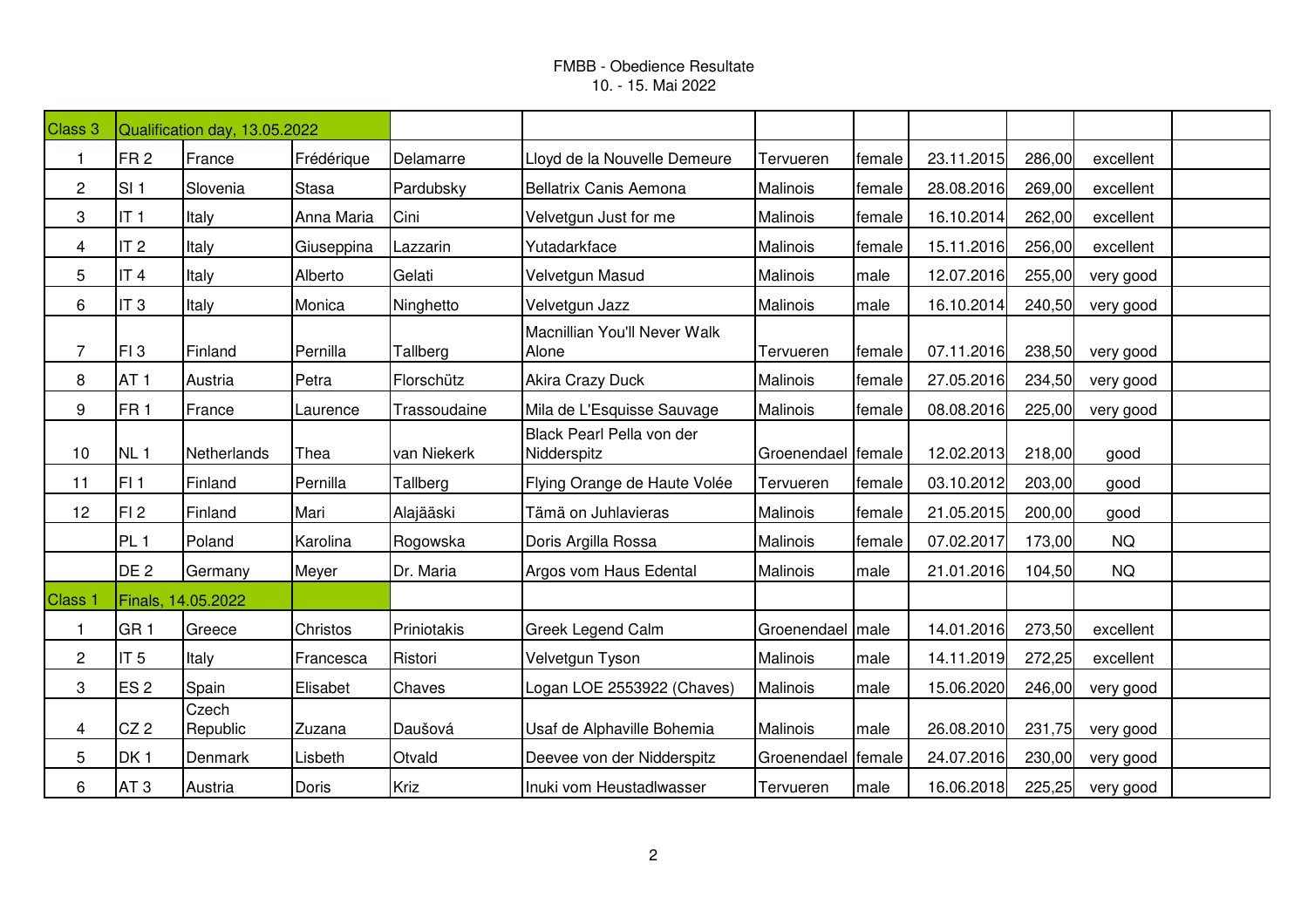FMBB - Obedience Resultate
10. - 15. Mai 2022

| Class 3 | Qualification day, 13.05.2022 | | | | | | | | | | |
|---|---|---|---|---|---|---|---|---|---|---|---|
| 1 | FR 2 | France | Frédérique | Delamarre | Lloyd de la Nouvelle Demeure | Tervueren | female | 23.11.2015 | 286,00 | excellent | |
| 2 | SI 1 | Slovenia | Stasa | Pardubsky | Bellatrix Canis Aemona | Malinois | female | 28.08.2016 | 269,00 | excellent | |
| 3 | IT 1 | Italy | Anna Maria | Cini | Velvetgun Just for me | Malinois | female | 16.10.2014 | 262,00 | excellent | |
| 4 | IT 2 | Italy | Giuseppina | Lazzarin | Yutadarkface | Malinois | female | 15.11.2016 | 256,00 | excellent | |
| 5 | IT 4 | Italy | Alberto | Gelati | Velvetgun Masud | Malinois | male | 12.07.2016 | 255,00 | very good | |
| 6 | IT 3 | Italy | Monica | Ninghetto | Velvetgun Jazz | Malinois | male | 16.10.2014 | 240,50 | very good | |
| 7 | FI 3 | Finland | Pernilla | Tallberg | Macnillian You'll Never Walk Alone | Tervueren | female | 07.11.2016 | 238,50 | very good | |
| 8 | AT 1 | Austria | Petra | Florschütz | Akira Crazy Duck | Malinois | female | 27.05.2016 | 234,50 | very good | |
| 9 | FR 1 | France | Laurence | Trassoudaine | Mila de L'Esquisse Sauvage | Malinois | female | 08.08.2016 | 225,00 | very good | |
| 10 | NL 1 | Netherlands | Thea | van Niekerk | Black Pearl Pella von der Nidderspitz | Groenendael | female | 12.02.2013 | 218,00 | good | |
| 11 | FI 1 | Finland | Pernilla | Tallberg | Flying Orange de Haute Volée | Tervueren | female | 03.10.2012 | 203,00 | good | |
| 12 | FI 2 | Finland | Mari | Alajääski | Tämä on Juhlavieras | Malinois | female | 21.05.2015 | 200,00 | good | |
| | PL 1 | Poland | Karolina | Rogowska | Doris Argilla Rossa | Malinois | female | 07.02.2017 | 173,00 | NQ | |
| | DE 2 | Germany | Meyer | Dr. Maria | Argos vom Haus Edental | Malinois | male | 21.01.2016 | 104,50 | NQ | |
| Class 1 | Finals, 14.05.2022 | | | | | | | | | | |
| 1 | GR 1 | Greece | Christos | Priniotakis | Greek Legend Calm | Groenendael | male | 14.01.2016 | 273,50 | excellent | |
| 2 | IT 5 | Italy | Francesca | Ristori | Velvetgun Tyson | Malinois | male | 14.11.2019 | 272,25 | excellent | |
| 3 | ES 2 | Spain | Elisabet | Chaves | Logan LOE 2553922 (Chaves) | Malinois | male | 15.06.2020 | 246,00 | very good | |
| 4 | CZ 2 | Czech Republic | Zuzana | Daušová | Usaf de Alphaville Bohemia | Malinois | male | 26.08.2010 | 231,75 | very good | |
| 5 | DK 1 | Denmark | Lisbeth | Otvald | Deevee von der Nidderspitz | Groenendael | female | 24.07.2016 | 230,00 | very good | |
| 6 | AT 3 | Austria | Doris | Kriz | Inuki vom Heustadlwasser | Tervueren | male | 16.06.2018 | 225,25 | very good | |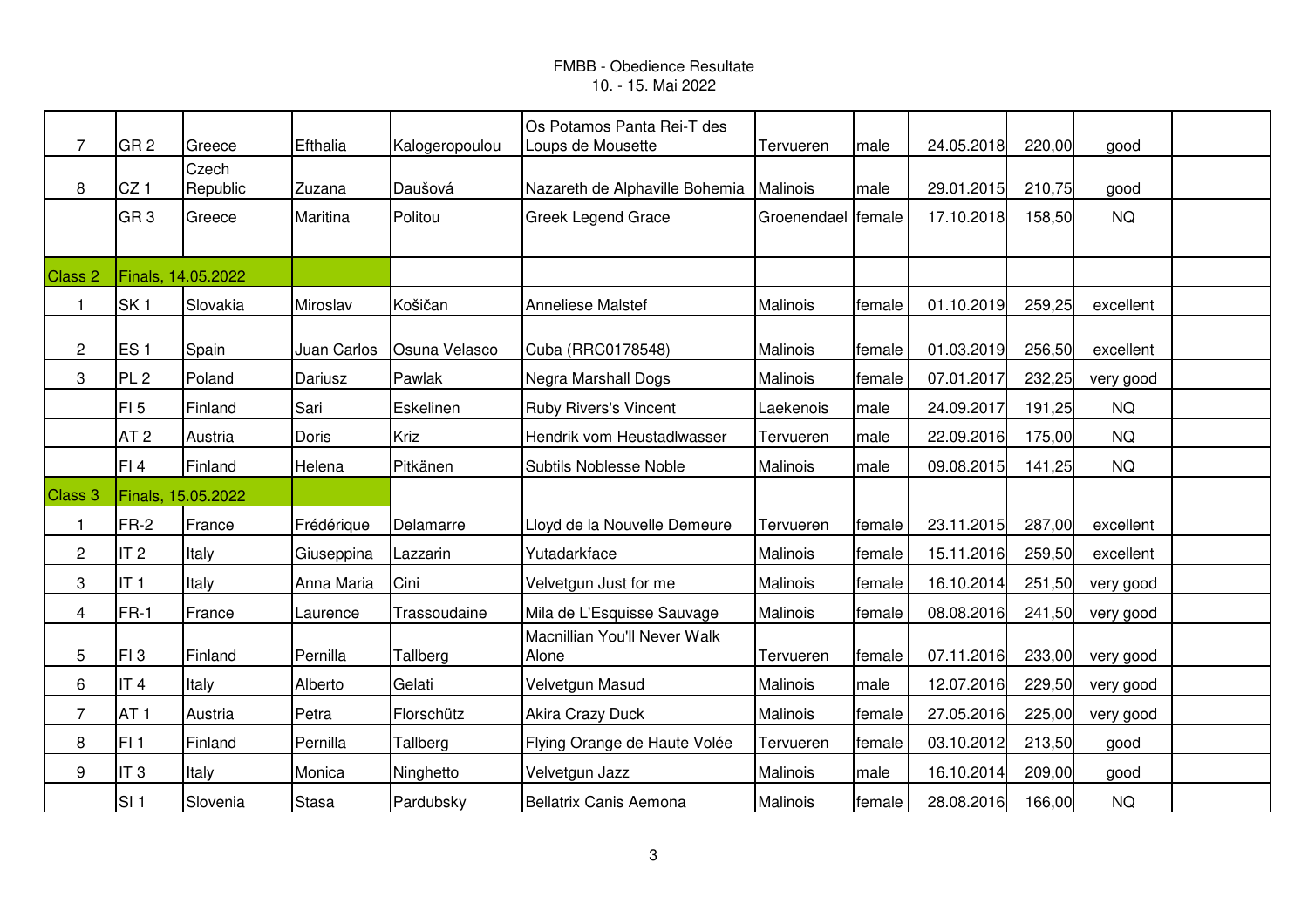# FMBB - Obedience Resultate

10. - 15. Mai 2022

| | | | | | | | | | | | |
|---|---|---|---|---|---|---|---|---|---|---|---|
| 7 | GR 2 | Greece | Efthalia | Kalogeropoulou | Os Potamos Panta Rei-T des Loups de Mousette | Tervueren | male | 24.05.2018 | 220,00 | good | |
| 8 | CZ 1 | Czech Republic | Zuzana | Daušová | Nazareth de Alphaville Bohemia | Malinois | male | 29.01.2015 | 210,75 | good | |
| | GR 3 | Greece | Maritina | Politou | Greek Legend Grace | Groenendael | female | 17.10.2018 | 158,50 | NQ | |
| | | | | | | | | | | | |
| Class 2 | Finals, 14.05.2022 | | | | | | | | | | |
| 1 | SK 1 | Slovakia | Miroslav | Košičan | Anneliese Malstef | Malinois | female | 01.10.2019 | 259,25 | excellent | |
| 2 | ES 1 | Spain | Juan Carlos | Osuna Velasco | Cuba (RRC0178548) | Malinois | female | 01.03.2019 | 256,50 | excellent | |
| 3 | PL 2 | Poland | Dariusz | Pawlak | Negra Marshall Dogs | Malinois | female | 07.01.2017 | 232,25 | very good | |
| | FI 5 | Finland | Sari | Eskelinen | Ruby Rivers's Vincent | Laekenois | male | 24.09.2017 | 191,25 | NQ | |
| | AT 2 | Austria | Doris | Kriz | Hendrik vom Heustadlwasser | Tervueren | male | 22.09.2016 | 175,00 | NQ | |
| | FI 4 | Finland | Helena | Pitkänen | Subtils Noblesse Noble | Malinois | male | 09.08.2015 | 141,25 | NQ | |
| Class 3 | Finals, 15.05.2022 | | | | | | | | | | |
| 1 | FR-2 | France | Frédérique | Delamarre | Lloyd de la Nouvelle Demeure | Tervueren | female | 23.11.2015 | 287,00 | excellent | |
| 2 | IT 2 | Italy | Giuseppina | Lazzarin | Yutadarkface | Malinois | female | 15.11.2016 | 259,50 | excellent | |
| 3 | IT 1 | Italy | Anna Maria | Cini | Velvetgun Just for me | Malinois | female | 16.10.2014 | 251,50 | very good | |
| 4 | FR-1 | France | Laurence | Trassoudaine | Mila de L'Esquisse Sauvage | Malinois | female | 08.08.2016 | 241,50 | very good | |
| 5 | FI 3 | Finland | Pernilla | Tallberg | Macnillian You'll Never Walk Alone | Tervueren | female | 07.11.2016 | 233,00 | very good | |
| 6 | IT 4 | Italy | Alberto | Gelati | Velvetgun Masud | Malinois | male | 12.07.2016 | 229,50 | very good | |
| 7 | AT 1 | Austria | Petra | Florschütz | Akira Crazy Duck | Malinois | female | 27.05.2016 | 225,00 | very good | |
| 8 | FI 1 | Finland | Pernilla | Tallberg | Flying Orange de Haute Volée | Tervueren | female | 03.10.2012 | 213,50 | good | |
| 9 | IT 3 | Italy | Monica | Ninghetto | Velvetgun Jazz | Malinois | male | 16.10.2014 | 209,00 | good | |
| | SI 1 | Slovenia | Stasa | Pardubsky | Bellatrix Canis Aemona | Malinois | female | 28.08.2016 | 166,00 | NQ | |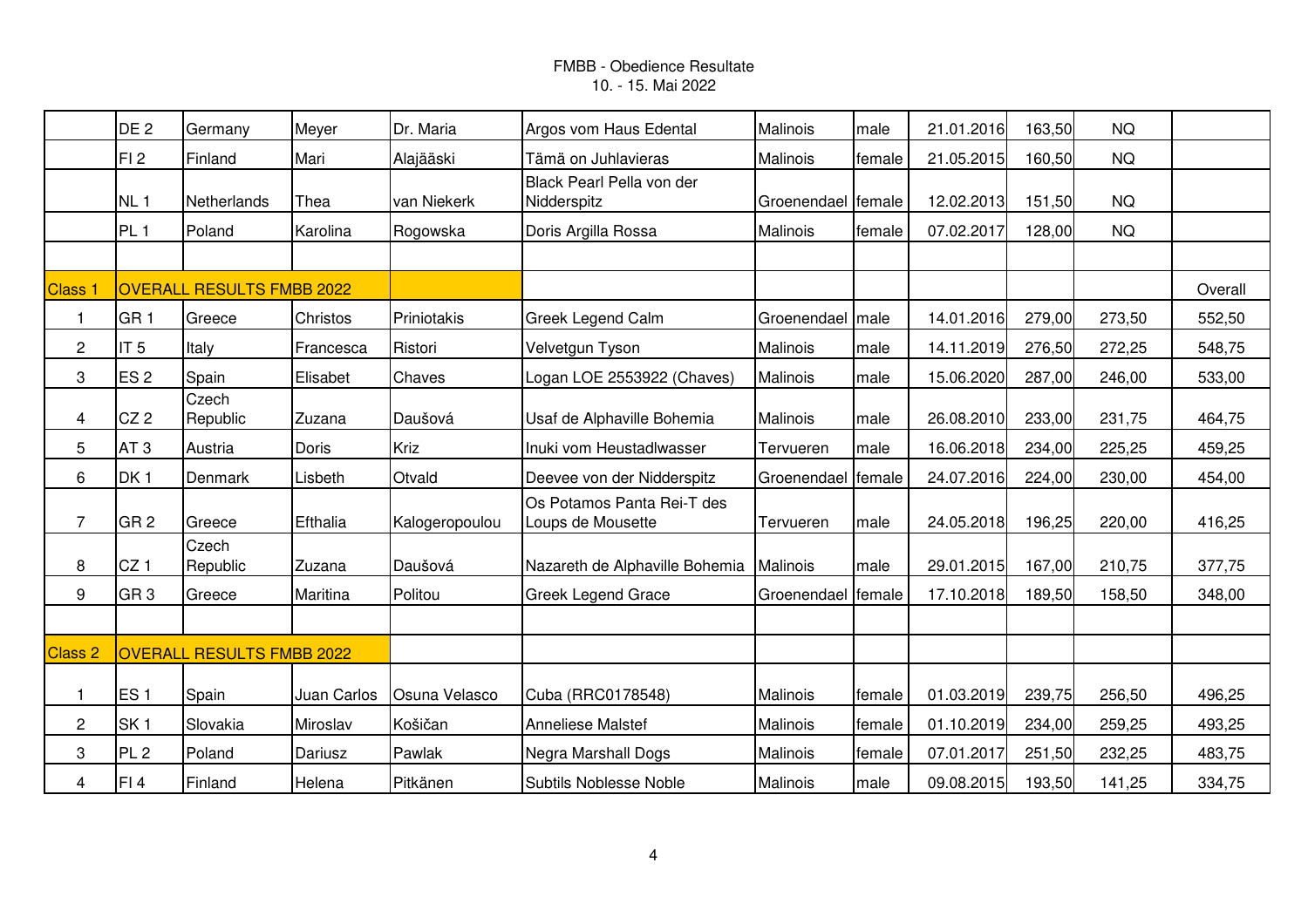FMBB - Obedience Resultate
10. - 15. Mai 2022

| | | | | | | | | | | | |
|---|---|---|---|---|---|---|---|---|---|---|---|
| | DE 2 | Germany | Meyer | Dr. Maria | Argos vom Haus Edental | Malinois | male | 21.01.2016 | 163,50 | NQ | |
| | FI 2 | Finland | Mari | Alajääski | Tämä on Juhlavieras | Malinois | female | 21.05.2015 | 160,50 | NQ | |
| | NL 1 | Netherlands | Thea | van Niekerk | Black Pearl Pella von der Nidderspitz | Groenendael | female | 12.02.2013 | 151,50 | NQ | |
| | PL 1 | Poland | Karolina | Rogowska | Doris Argilla Rossa | Malinois | female | 07.02.2017 | 128,00 | NQ | |
| | | | | | | | | | | | |
| Class 1 | OVERALL RESULTS FMBB 2022 | | | | | | | | | | Overall |
| 1 | GR 1 | Greece | Christos | Priniotakis | Greek Legend Calm | Groenendael | male | 14.01.2016 | 279,00 | 273,50 | 552,50 |
| 2 | IT 5 | Italy | Francesca | Ristori | Velvetgun Tyson | Malinois | male | 14.11.2019 | 276,50 | 272,25 | 548,75 |
| 3 | ES 2 | Spain | Elisabet | Chaves | Logan LOE 2553922 (Chaves) | Malinois | male | 15.06.2020 | 287,00 | 246,00 | 533,00 |
| 4 | CZ 2 | Czech Republic | Zuzana | Daušová | Usaf de Alphaville Bohemia | Malinois | male | 26.08.2010 | 233,00 | 231,75 | 464,75 |
| 5 | AT 3 | Austria | Doris | Kriz | Inuki vom Heustadlwasser | Tervueren | male | 16.06.2018 | 234,00 | 225,25 | 459,25 |
| 6 | DK 1 | Denmark | Lisbeth | Otvald | Deevee von der Nidderspitz | Groenendael | female | 24.07.2016 | 224,00 | 230,00 | 454,00 |
| 7 | GR 2 | Greece | Efthalia | Kalogeropoulou | Os Potamos Panta Rei-T des Loups de Mousette | Tervueren | male | 24.05.2018 | 196,25 | 220,00 | 416,25 |
| 8 | CZ 1 | Czech Republic | Zuzana | Daušová | Nazareth de Alphaville Bohemia | Malinois | male | 29.01.2015 | 167,00 | 210,75 | 377,75 |
| 9 | GR 3 | Greece | Maritina | Politou | Greek Legend Grace | Groenendael | female | 17.10.2018 | 189,50 | 158,50 | 348,00 |
| | | | | | | | | | | | |
| Class 2 | OVERALL RESULTS FMBB 2022 | | | | | | | | | | |
| 1 | ES 1 | Spain | Juan Carlos | Osuna Velasco | Cuba (RRC0178548) | Malinois | female | 01.03.2019 | 239,75 | 256,50 | 496,25 |
| 2 | SK 1 | Slovakia | Miroslav | Koščan | Anneliese Malstef | Malinois | female | 01.10.2019 | 234,00 | 259,25 | 493,25 |
| 3 | PL 2 | Poland | Dariusz | Pawlak | Negra Marshall Dogs | Malinois | female | 07.01.2017 | 251,50 | 232,25 | 483,75 |
| 4 | FI 4 | Finland | Helena | Pitkänen | Subtils Noblesse Noble | Malinois | male | 09.08.2015 | 193,50 | 141,25 | 334,75 |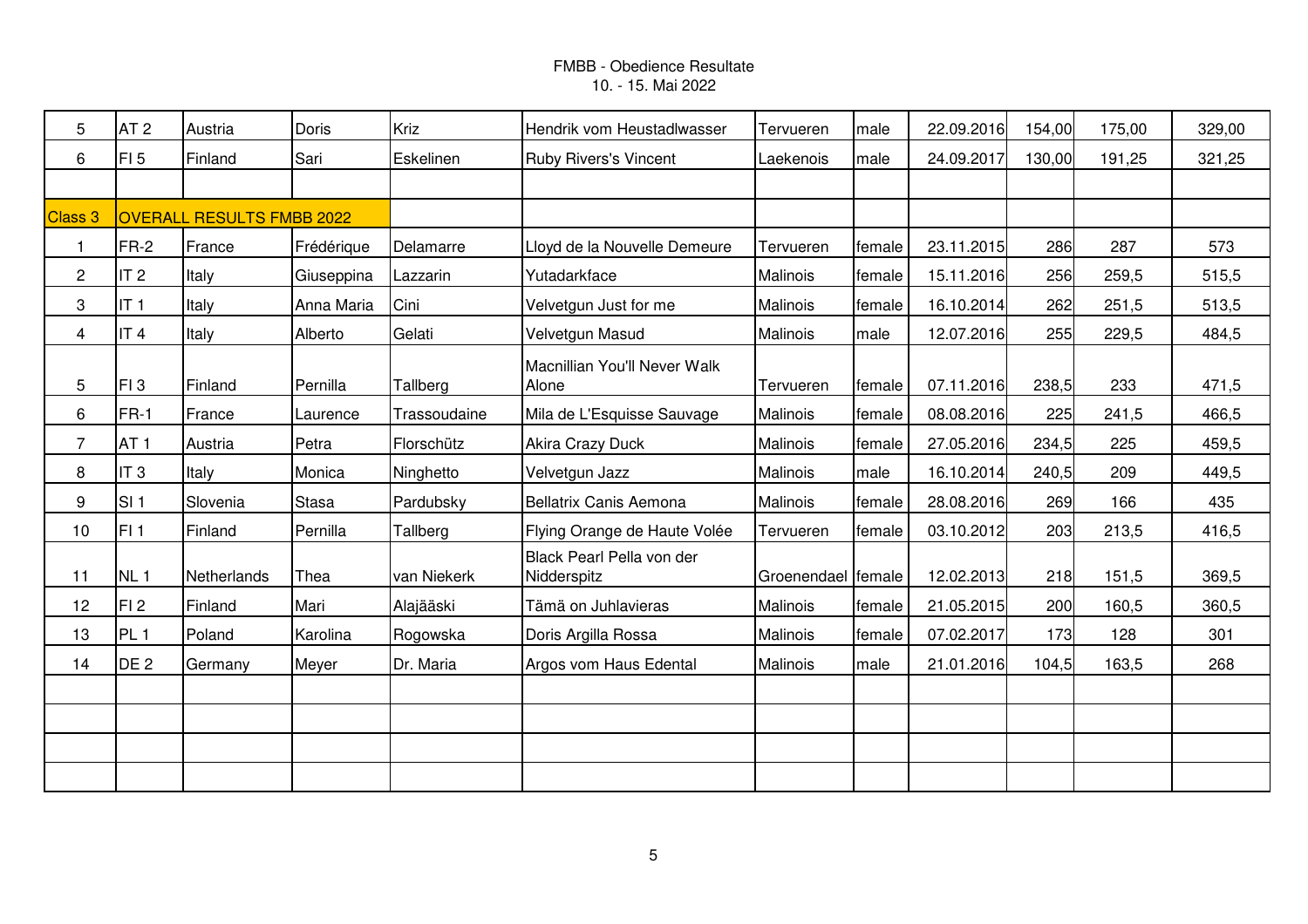FMBB - Obedience Resultate
10. - 15. Mai 2022

| | | | | | | | | | | | |
|---|---|---|---|---|---|---|---|---|---|---|---|
| 5 | AT 2 | Austria | Doris | Kriz | Hendrik vom Heustadlwasser | Tervueren | male | 22.09.2016 | 154,00 | 175,00 | 329,00 |
| 6 | FI 5 | Finland | Sari | Eskelinen | Ruby Rivers's Vincent | Laekenois | male | 24.09.2017 | 130,00 | 191,25 | 321,25 |
| | | | | | | | | | | | |
| Class 3 | OVERALL RESULTS FMBB 2022 | | | | | | | | | | |
| 1 | FR-2 | France | Frédérique | Delamarre | Lloyd de la Nouvelle Demeure | Tervueren | female | 23.11.2015 | 286 | 287 | 573 |
| 2 | IT 2 | Italy | Giuseppina | Lazzarin | Yutadarkface | Malinois | female | 15.11.2016 | 256 | 259,5 | 515,5 |
| 3 | IT 1 | Italy | Anna Maria | Cini | Velvetgun Just for me | Malinois | female | 16.10.2014 | 262 | 251,5 | 513,5 |
| 4 | IT 4 | Italy | Alberto | Gelati | Velvetgun Masud | Malinois | male | 12.07.2016 | 255 | 229,5 | 484,5 |
| 5 | FI 3 | Finland | Pernilla | Tallberg | Macnillian You'll Never Walk Alone | Tervueren | female | 07.11.2016 | 238,5 | 233 | 471,5 |
| 6 | FR-1 | France | Laurence | Trassoudaine | Mila de L'Esquisse Sauvage | Malinois | female | 08.08.2016 | 225 | 241,5 | 466,5 |
| 7 | AT 1 | Austria | Petra | Florschütz | Akira Crazy Duck | Malinois | female | 27.05.2016 | 234,5 | 225 | 459,5 |
| 8 | IT 3 | Italy | Monica | Ninghetto | Velvetgun Jazz | Malinois | male | 16.10.2014 | 240,5 | 209 | 449,5 |
| 9 | SI 1 | Slovenia | Stasa | Pardubsky | Bellatrix Canis Aemona | Malinois | female | 28.08.2016 | 269 | 166 | 435 |
| 10 | FI 1 | Finland | Pernilla | Tallberg | Flying Orange de Haute Volée | Tervueren | female | 03.10.2012 | 203 | 213,5 | 416,5 |
| 11 | NL 1 | Netherlands | Thea | van Niekerk | Black Pearl Pella von der Nidderspitz | Groenendael | female | 12.02.2013 | 218 | 151,5 | 369,5 |
| 12 | FI 2 | Finland | Mari | Alajääski | Tämä on Juhlavieras | Malinois | female | 21.05.2015 | 200 | 160,5 | 360,5 |
| 13 | PL 1 | Poland | Karolina | Rogowska | Doris Argilla Rossa | Malinois | female | 07.02.2017 | 173 | 128 | 301 |
| 14 | DE 2 | Germany | Meyer | Dr. Maria | Argos vom Haus Edental | Malinois | male | 21.01.2016 | 104,5 | 163,5 | 268 |
| | | | | | | | | | | | |
| | | | | | | | | | | | |
| | | | | | | | | | | | |
| | | | | | | | | | | | |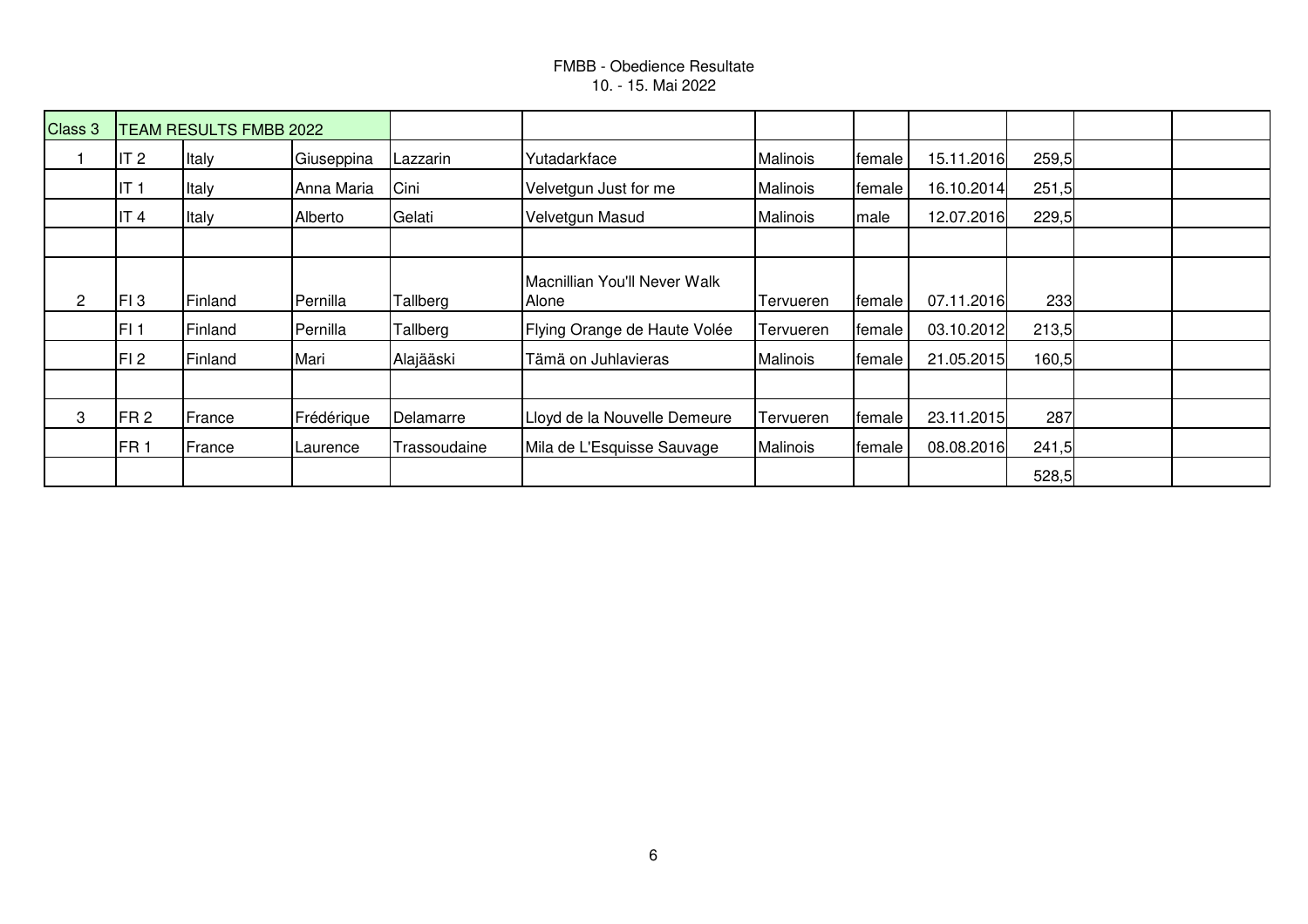FMBB - Obedience Resultate
10. - 15. Mai 2022

| | | | | | | | | | | | |
|---|---|---|---|---|---|---|---|---|---|---|---|
| Class 3 | TEAM RESULTS FMBB 2022 | | | | | | | | | | |
| 1 | IT 2 | Italy | Giuseppina | Lazzarin | Yutadarkface | Malinois | female | 15.11.2016 | 259,5 | | |
| | IT 1 | Italy | Anna Maria | Cini | Velvetgun Just for me | Malinois | female | 16.10.2014 | 251,5 | | |
| | IT 4 | Italy | Alberto | Gelati | Velvetgun Masud | Malinois | male | 12.07.2016 | 229,5 | | |
| | | | | | | | | | | | |
| 2 | FI 3 | Finland | Pernilla | Tallberg | Macnillian You'll Never Walk Alone | Tervueren | female | 07.11.2016 | 233 | | |
| | FI 1 | Finland | Pernilla | Tallberg | Flying Orange de Haute Volée | Tervueren | female | 03.10.2012 | 213,5 | | |
| | FI 2 | Finland | Mari | Alajääski | Tämä on Juhlavieras | Malinois | female | 21.05.2015 | 160,5 | | |
| | | | | | | | | | | | |
| 3 | FR 2 | France | Frédérique | Delamarre | Lloyd de la Nouvelle Demeure | Tervueren | female | 23.11.2015 | 287 | | |
| | FR 1 | France | Laurence | Trassoudaine | Mila de L'Esquisse Sauvage | Malinois | female | 08.08.2016 | 241,5 | | |
| | | | | | | | | | 528,5 | | |